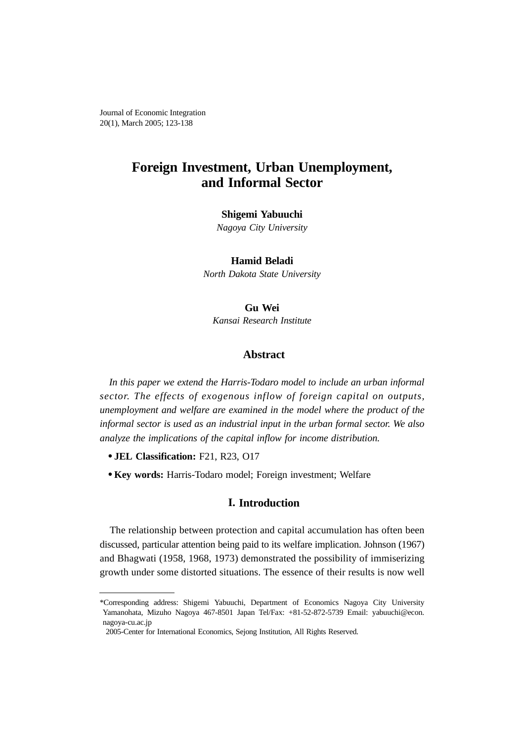# Foreign Investment, Urban Unemployment, and Informal Sector

**Shigemi Yabuuchi**
*Nagoya City University*

**Hamid Beladi**
*North Dakota State University*

**Gu Wei**
*Kansai Research Institute*

## Abstract

*In this paper we extend the Harris-Todaro model to include an urban informal sector. The effects of exogenous inflow of foreign capital on outputs, unemployment and welfare are examined in the model where the product of the informal sector is used as an industrial input in the urban formal sector. We also analyze the implications of the capital inflow for income distribution.*

- **JEL Classification:** F21, R23, O17
- **Key words:** Harris-Todaro model; Foreign investment; Welfare

## I. Introduction

The relationship between protection and capital accumulation has often been discussed, particular attention being paid to its welfare implication. Johnson (1967) and Bhagwati (1958, 1968, 1973) demonstrated the possibility of immiserizing growth under some distorted situations. The essence of their results is now well

---

*Corresponding address: Shigemi Yabuuchi, Department of Economics Nagoya City University Yamanohata, Mizuho Nagoya 467-8501 Japan Tel/Fax: +81-52-872-5739 Email: yabuuchi@econ.nagoya-cu.ac.jp

2005-Center for International Economics, Sejong Institution, All Rights Reserved.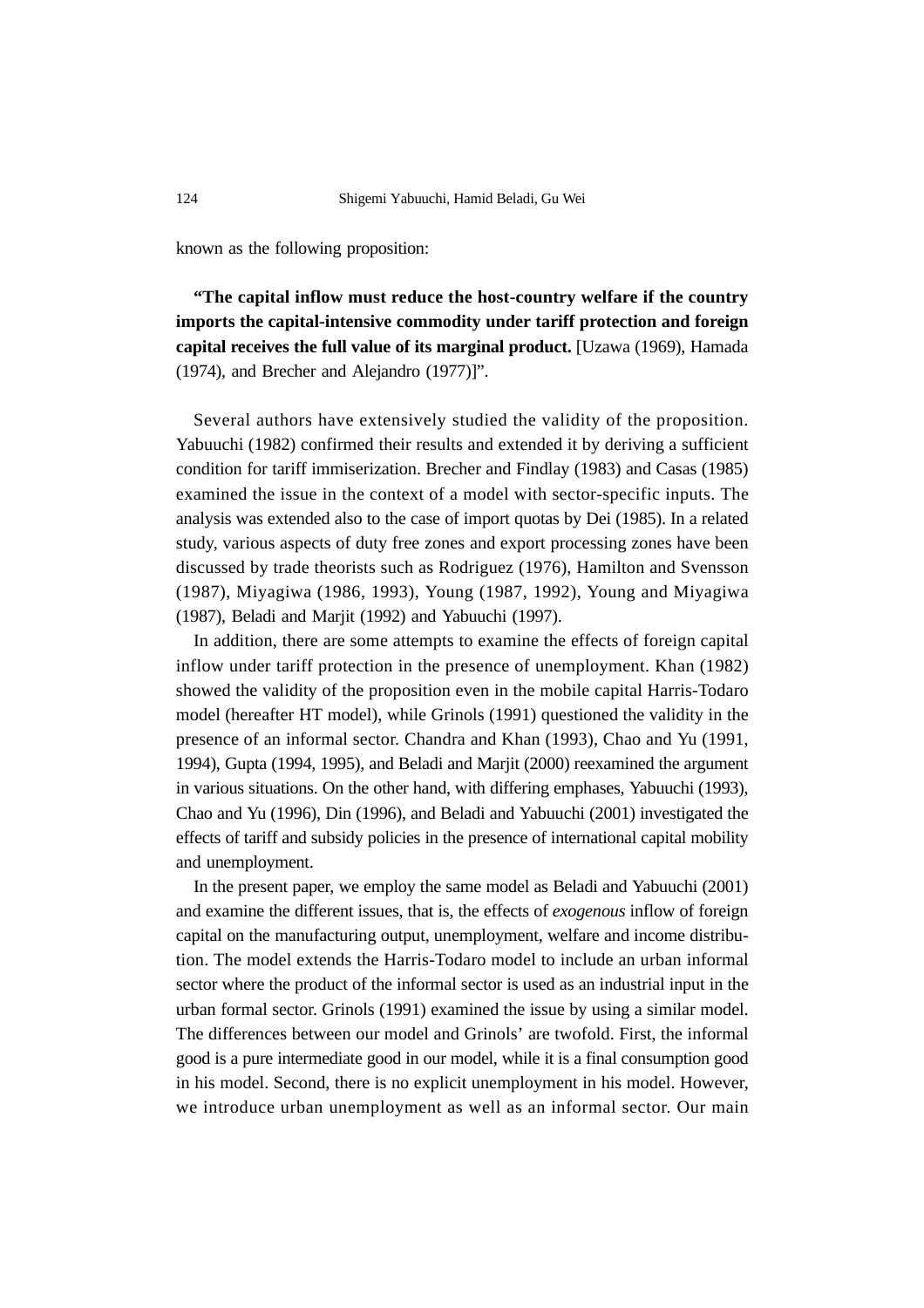known as the following proposition:

**"The capital inflow must reduce the host-country welfare if the country imports the capital-intensive commodity under tariff protection and foreign capital receives the full value of its marginal product.** [Uzawa (1969), Hamada (1974), and Brecher and Alejandro (1977)]".

Several authors have extensively studied the validity of the proposition. Yabuuchi (1982) confirmed their results and extended it by deriving a sufficient condition for tariff immiserization. Brecher and Findlay (1983) and Casas (1985) examined the issue in the context of a model with sector-specific inputs. The analysis was extended also to the case of import quotas by Dei (1985). In a related study, various aspects of duty free zones and export processing zones have been discussed by trade theorists such as Rodriguez (1976), Hamilton and Svensson (1987), Miyagiwa (1986, 1993), Young (1987, 1992), Young and Miyagiwa (1987), Beladi and Marjit (1992) and Yabuuchi (1997).

In addition, there are some attempts to examine the effects of foreign capital inflow under tariff protection in the presence of unemployment. Khan (1982) showed the validity of the proposition even in the mobile capital Harris-Todaro model (hereafter HT model), while Grinols (1991) questioned the validity in the presence of an informal sector. Chandra and Khan (1993), Chao and Yu (1991, 1994), Gupta (1994, 1995), and Beladi and Marjit (2000) reexamined the argument in various situations. On the other hand, with differing emphases, Yabuuchi (1993), Chao and Yu (1996), Din (1996), and Beladi and Yabuuchi (2001) investigated the effects of tariff and subsidy policies in the presence of international capital mobility and unemployment.

In the present paper, we employ the same model as Beladi and Yabuuchi (2001) and examine the different issues, that is, the effects of *exogenous* inflow of foreign capital on the manufacturing output, unemployment, welfare and income distribution. The model extends the Harris-Todaro model to include an urban informal sector where the product of the informal sector is used as an industrial input in the urban formal sector. Grinols (1991) examined the issue by using a similar model. The differences between our model and Grinols' are twofold. First, the informal good is a pure intermediate good in our model, while it is a final consumption good in his model. Second, there is no explicit unemployment in his model. However, we introduce urban unemployment as well as an informal sector. Our main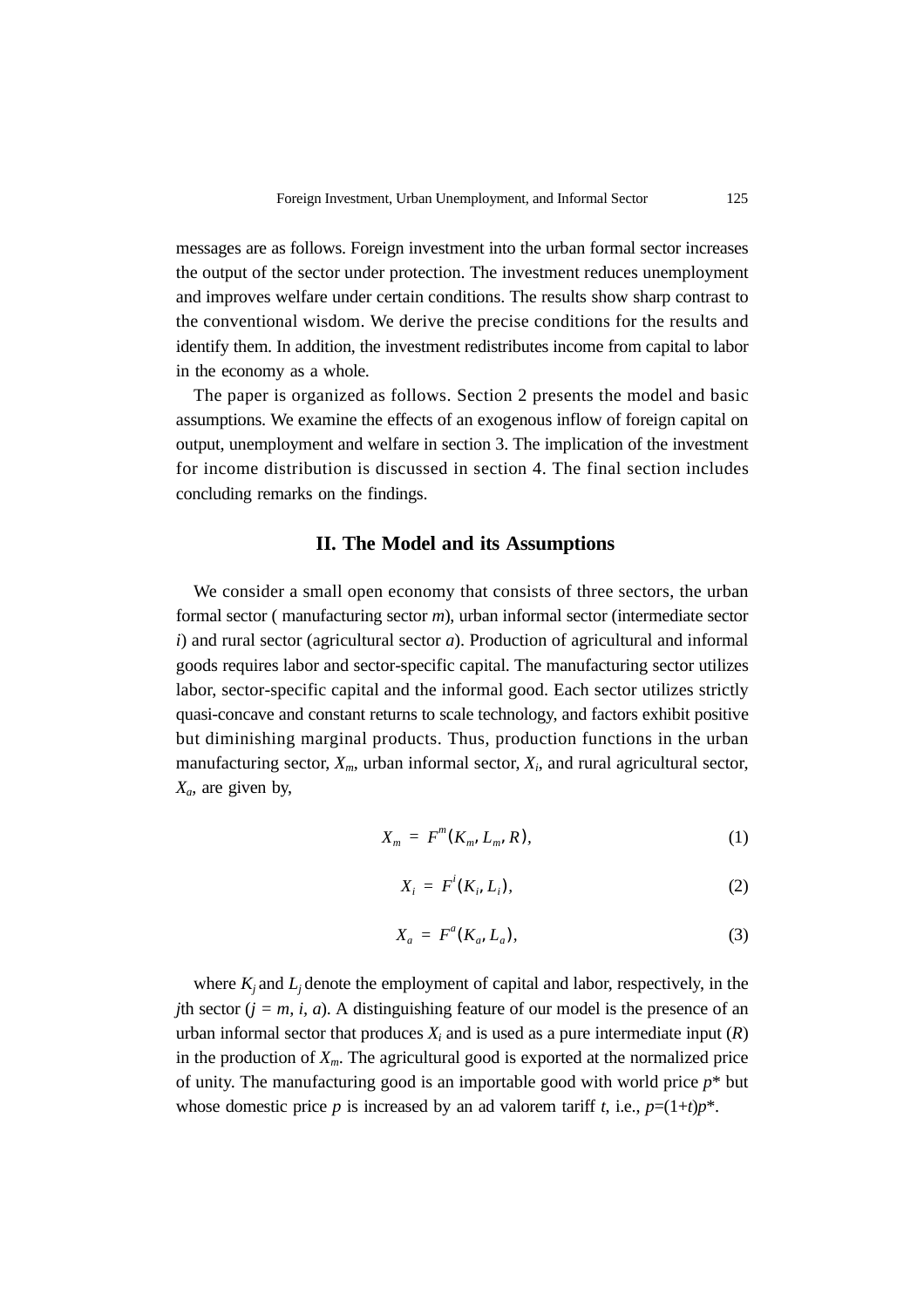messages are as follows. Foreign investment into the urban formal sector increases the output of the sector under protection. The investment reduces unemployment and improves welfare under certain conditions. The results show sharp contrast to the conventional wisdom. We derive the precise conditions for the results and identify them. In addition, the investment redistributes income from capital to labor in the economy as a whole.

The paper is organized as follows. Section 2 presents the model and basic assumptions. We examine the effects of an exogenous inflow of foreign capital on output, unemployment and welfare in section 3. The implication of the investment for income distribution is discussed in section 4. The final section includes concluding remarks on the findings.

## II. The Model and its Assumptions

We consider a small open economy that consists of three sectors, the urban formal sector ( manufacturing sector $m$), urban informal sector (intermediate sector $i$) and rural sector (agricultural sector $a$). Production of agricultural and informal goods requires labor and sector-specific capital. The manufacturing sector utilizes labor, sector-specific capital and the informal good. Each sector utilizes strictly quasi-concave and constant returns to scale technology, and factors exhibit positive but diminishing marginal products. Thus, production functions in the urban manufacturing sector, $X_m$, urban informal sector, $X_i$, and rural agricultural sector, $X_a$, are given by,

$$X_m = F^m(K_m, L_m, R), \tag{1}$$

$$X_i = F^i(K_i, L_i), \tag{2}$$

$$X_a = F^a(K_a, L_a), \tag{3}$$

where $K_j$ and $L_j$ denote the employment of capital and labor, respectively, in the $j$th sector ($j = m, i, a$). A distinguishing feature of our model is the presence of an urban informal sector that produces $X_i$ and is used as a pure intermediate input ($R$) in the production of $X_m$. The agricultural good is exported at the normalized price of unity. The manufacturing good is an importable good with world price $p^*$ but whose domestic price $p$ is increased by an ad valorem tariff $t$, i.e., $p=(1+t)p^*$.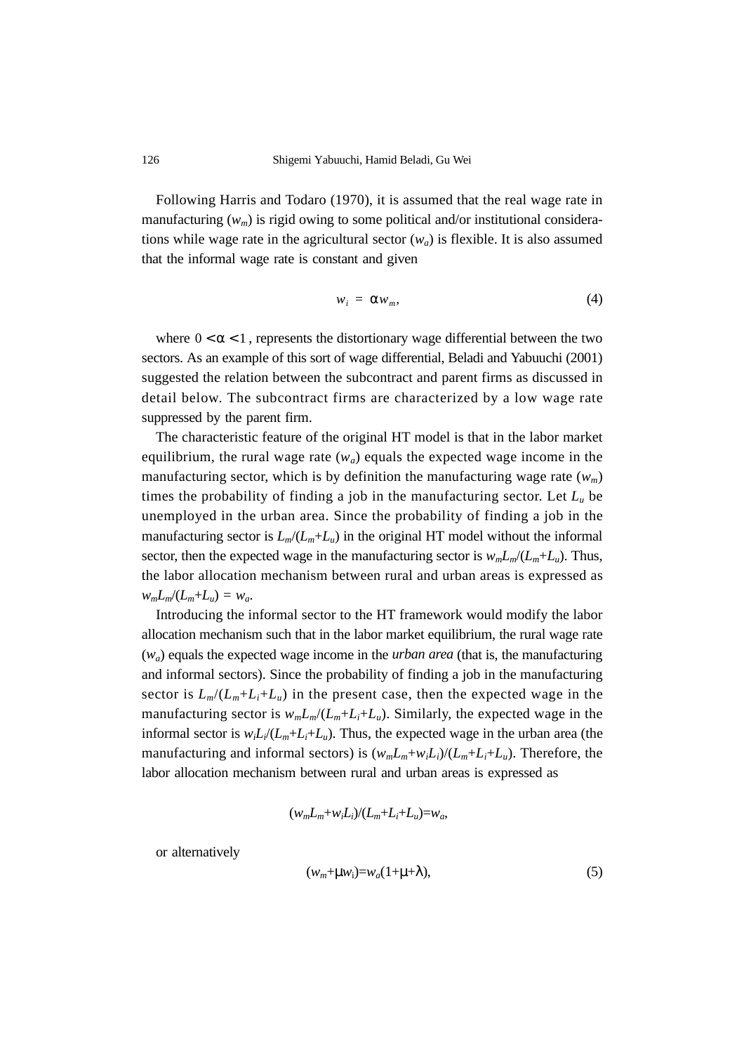Following Harris and Todaro (1970), it is assumed that the real wage rate in manufacturing ($w_m$) is rigid owing to some political and/or institutional considerations while wage rate in the agricultural sector ($w_a$) is flexible. It is also assumed that the informal wage rate is constant and given

$$w_i = \alpha w_m, \tag{4}$$

where $0 < \alpha < 1$, represents the distortionary wage differential between the two sectors. As an example of this sort of wage differential, Beladi and Yabuuchi (2001) suggested the relation between the subcontract and parent firms as discussed in detail below. The subcontract firms are characterized by a low wage rate suppressed by the parent firm.

The characteristic feature of the original HT model is that in the labor market equilibrium, the rural wage rate ($w_a$) equals the expected wage income in the manufacturing sector, which is by definition the manufacturing wage rate ($w_m$) times the probability of finding a job in the manufacturing sector. Let $L_u$ be unemployed in the urban area. Since the probability of finding a job in the manufacturing sector is $L_m/(L_m+L_u)$ in the original HT model without the informal sector, then the expected wage in the manufacturing sector is $w_mL_m/(L_m+L_u)$. Thus, the labor allocation mechanism between rural and urban areas is expressed as $w_mL_m/(L_m+L_u) = w_a$.

Introducing the informal sector to the HT framework would modify the labor allocation mechanism such that in the labor market equilibrium, the rural wage rate ($w_a$) equals the expected wage income in the *urban area* (that is, the manufacturing and informal sectors). Since the probability of finding a job in the manufacturing sector is $L_m/(L_m+L_i+L_u)$ in the present case, then the expected wage in the manufacturing sector is $w_mL_m/(L_m+L_i+L_u)$. Similarly, the expected wage in the informal sector is $w_iL_i/(L_m+L_i+L_u)$. Thus, the expected wage in the urban area (the manufacturing and informal sectors) is $(w_mL_m+w_iL_i)/(L_m+L_i+L_u)$. Therefore, the labor allocation mechanism between rural and urban areas is expressed as

$$(w_mL_m+w_iL_i)/(L_m+L_i+L_u)=w_a,$$

or alternatively

$$(w_m+\mu w_i)=w_a(1+\mu+\lambda), \tag{5}$$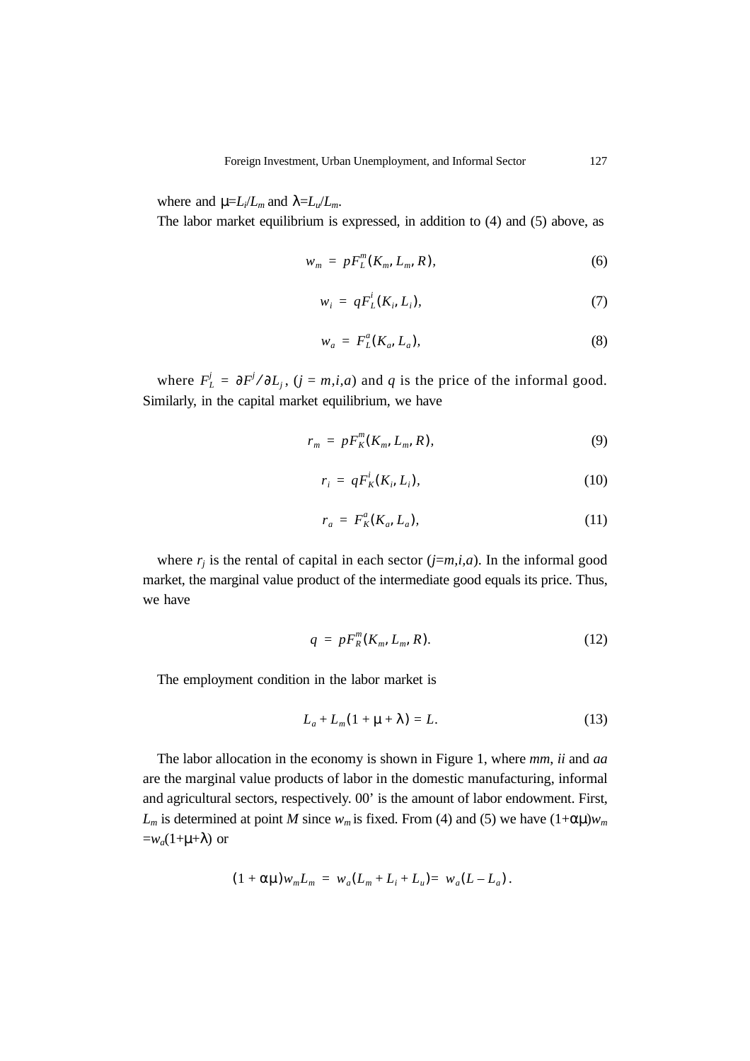where and $\mu = L_i / L_m$ and $\lambda = L_u / L_m$.

The labor market equilibrium is expressed, in addition to (4) and (5) above, as

$$w_m = pF_L^m(K_m, L_m, R), \tag{6}$$

$$w_i = qF_L^i(K_i, L_i), \tag{7}$$

$$w_a = F_L^a(K_a, L_a), \tag{8}$$

where $F_L^j = \partial F^j / \partial L_j$, $(j = m,i,a)$ and $q$ is the price of the informal good. Similarly, in the capital market equilibrium, we have

$$r_m = pF_K^m(K_m, L_m, R), \tag{9}$$

$$r_i = qF_K^i(K_i, L_i), \tag{10}$$

$$r_a = F_K^a(K_a, L_a), \tag{11}$$

where $r_j$ is the rental of capital in each sector ($j$=$m,i,a$). In the informal good market, the marginal value product of the intermediate good equals its price. Thus, we have

$$q = pF_R^m(K_m, L_m, R). \tag{12}$$

The employment condition in the labor market is

$$L_a + L_m(1 + \mu + \lambda) = L. \tag{13}$$

The labor allocation in the economy is shown in Figure 1, where *mm*, *ii* and *aa* are the marginal value products of labor in the domestic manufacturing, informal and agricultural sectors, respectively. 00' is the amount of labor endowment. First, $L_m$ is determined at point *M* since $w_m$ is fixed. From (4) and (5) we have $(1+\alpha\mu)w_m = w_a(1+\mu+\lambda)$ or

$$(1 + \alpha\mu)w_m L_m = w_a(L_m + L_i + L_u) = w_a(L - L_a).$$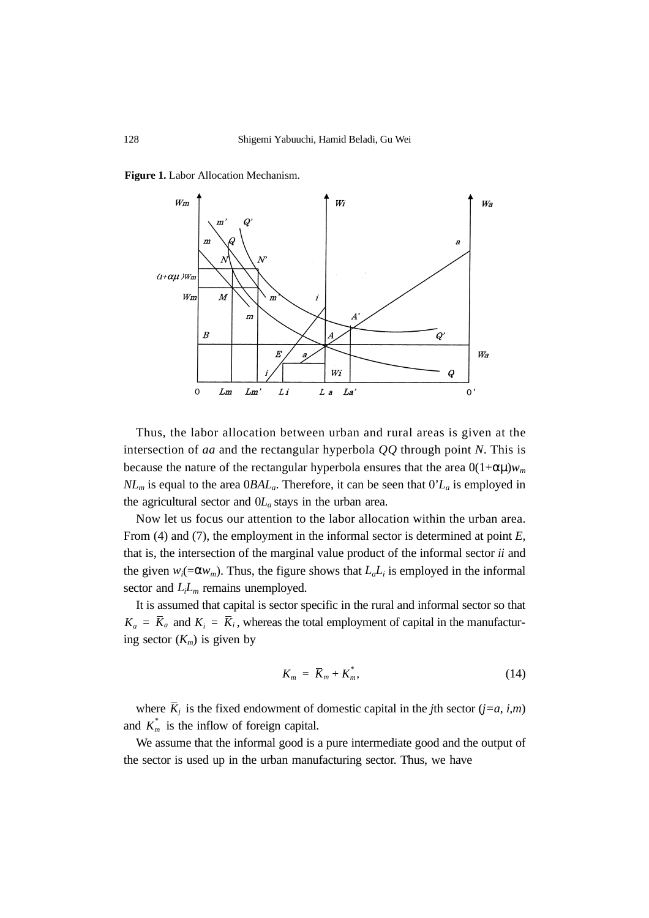**Figure 1.** Labor Allocation Mechanism.

Thus, the labor allocation between urban and rural areas is given at the intersection of *aa* and the rectangular hyperbola *QQ* through point *N*. This is because the nature of the rectangular hyperbola ensures that the area $0(1+\alpha\mu)w_m NL_m$ is equal to the area $0BAL_a$. Therefore, it can be seen that $0'L_a$ is employed in the agricultural sector and $0L_a$ stays in the urban area.

Now let us focus our attention to the labor allocation within the urban area. From (4) and (7), the employment in the informal sector is determined at point *E*, that is, the intersection of the marginal value product of the informal sector *ii* and the given $w_i(=\alpha w_m)$. Thus, the figure shows that $L_aL_i$ is employed in the informal sector and $L_iL_m$ remains unemployed.

It is assumed that capital is sector specific in the rural and informal sector so that $K_a = \overline{K}_a$ and $K_i = \overline{K}_i$, whereas the total employment of capital in the manufacturing sector ($K_m$) is given by

$$K_m = \overline{K}_m + K_m^*, \tag{14}$$

where $\overline{K}_j$ is the fixed endowment of domestic capital in the *j*th sector ($j=a, i, m$) and $K_m^*$ is the inflow of foreign capital.

We assume that the informal good is a pure intermediate good and the output of the sector is used up in the urban manufacturing sector. Thus, we have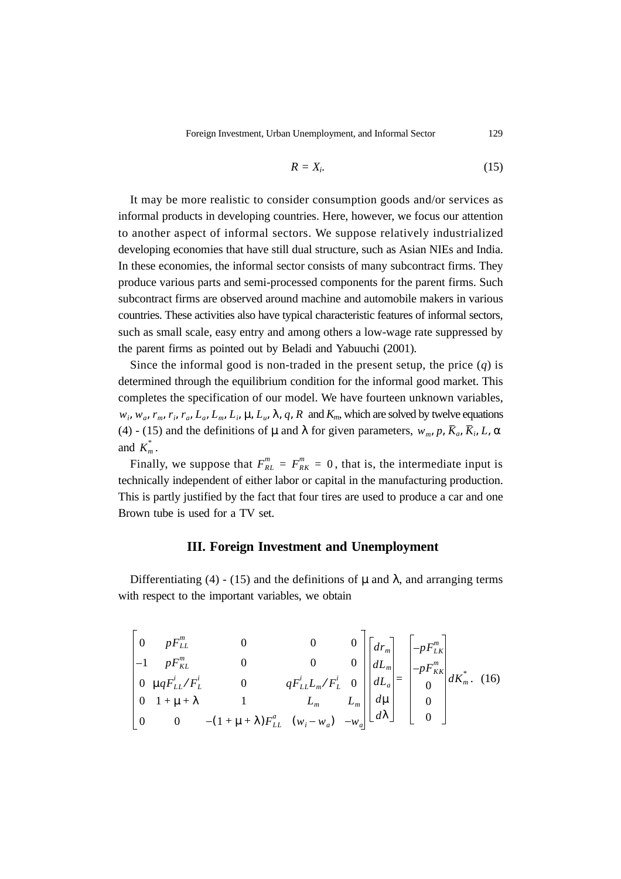$$R = X_i. \tag{15}$$

It may be more realistic to consider consumption goods and/or services as informal products in developing countries. Here, however, we focus our attention to another aspect of informal sectors. We suppose relatively industrialized developing economies that have still dual structure, such as Asian NIEs and India. In these economies, the informal sector consists of many subcontract firms. They produce various parts and semi-processed components for the parent firms. Such subcontract firms are observed around machine and automobile makers in various countries. These activities also have typical characteristic features of informal sectors, such as small scale, easy entry and among others a low-wage rate suppressed by the parent firms as pointed out by Beladi and Yabuuchi (2001).

Since the informal good is non-traded in the present setup, the price ($q$) is determined through the equilibrium condition for the informal good market. This completes the specification of our model. We have fourteen unknown variables, $w_i$, $w_a$, $r_m$, $r_i$, $r_a$, $L_a$, $L_m$, $L_i$, $\mu$, $L_u$, $\lambda$, $q$, $R$ and $K_m$, which are solved by twelve equations (4) - (15) and the definitions of $\mu$ and $\lambda$ for given parameters, $w_m$, $p$, $\bar{K}_a$, $\bar{K}_i$, $L$, $\alpha$ and $K_m^*$.

Finally, we suppose that $F_{RL}^m = F_{RK}^m = 0$, that is, the intermediate input is technically independent of either labor or capital in the manufacturing production. This is partly justified by the fact that four tires are used to produce a car and one Brown tube is used for a TV set.

## III. Foreign Investment and Unemployment

Differentiating (4) - (15) and the definitions of $\mu$ and $\lambda$, and arranging terms with respect to the important variables, we obtain

$$\begin{bmatrix} 0 & pF_{LL}^m & 0 & 0 & 0 \\ -1 & pF_{KL}^m & 0 & 0 & 0 \\ 0 & \mu q F_{LL}^i / F_L^i & 0 & qF_{LL}^i L_m / F_L^i & 0 \\ 0 & 1+\mu+\lambda & 1 & L_m & L_m \\ 0 & 0 & -(1+\mu+\lambda)F_{LL}^a & (w_i - w_a) & -w_a \end{bmatrix} \begin{bmatrix} dr_m \\ dL_m \\ dL_a \\ d\mu \\ d\lambda \end{bmatrix} = \begin{bmatrix} -pF_{LK}^m \\ -pF_{KK}^m \\ 0 \\ 0 \\ 0 \end{bmatrix} dK_m^*. \tag{16}$$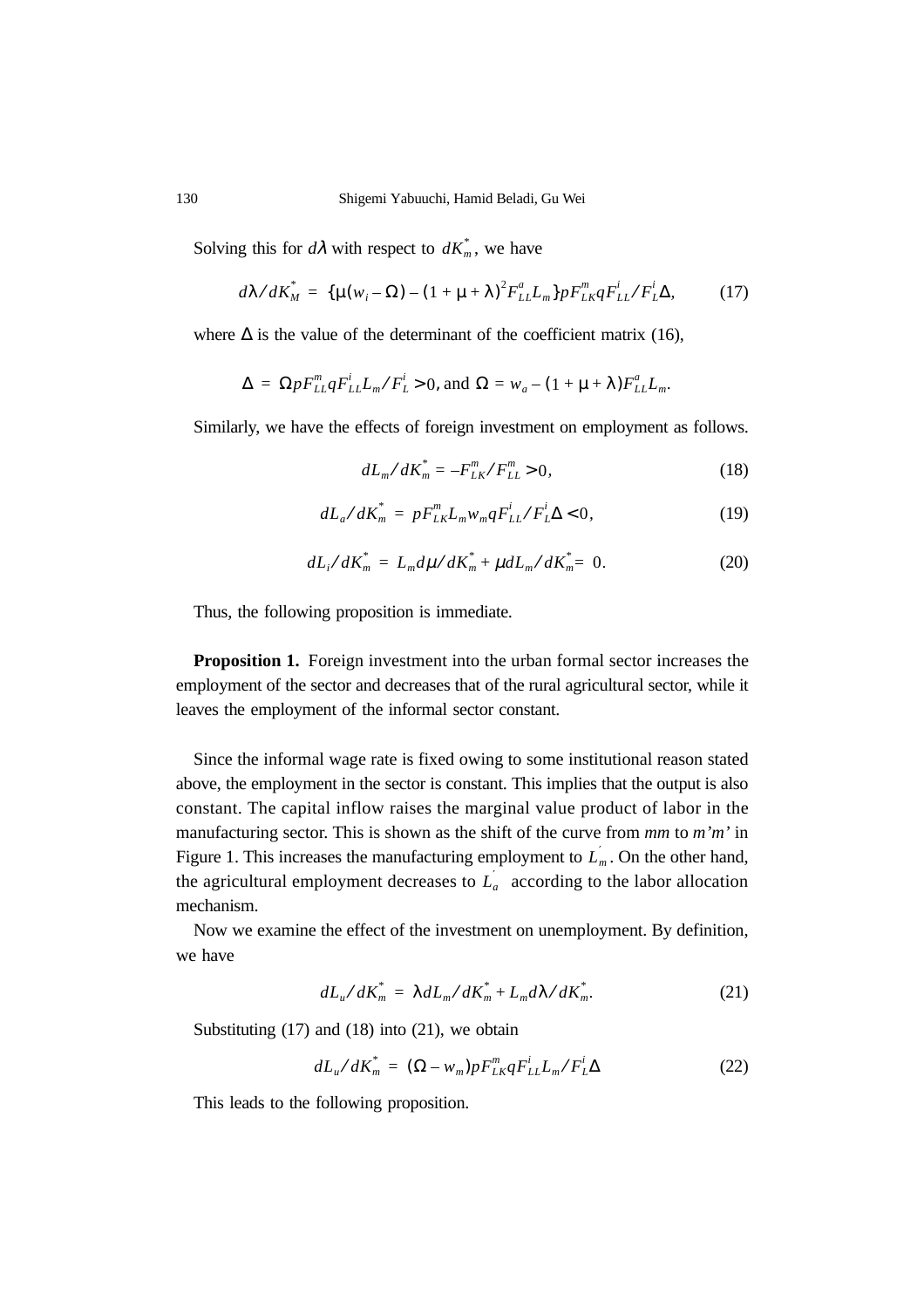Solving this for $d\lambda$ with respect to $dK_m^*$, we have

$$d\lambda/dK_M^* = \{\mu(w_i - \Omega) - (1+\mu+\lambda)^2 F_{LL}^a L_m\} pF_{LK}^m qF_{LL}^i / F_L^i \Delta, \tag{17}$$

where $\Delta$ is the value of the determinant of the coefficient matrix (16),

$$\Delta = \Omega p F_{LL}^m q F_{LL}^i L_m / F_L^i > 0, \text{ and } \Omega = w_a - (1+\mu+\lambda) F_{LL}^a L_m.$$

Similarly, we have the effects of foreign investment on employment as follows.

$$dL_m/dK_m^* = -F_{LK}^m / F_{LL}^m > 0, \tag{18}$$

$$dL_a/dK_m^* = pF_{LK}^m L_m w_m q F_{LL}^i / F_L^i \Delta < 0, \tag{19}$$

$$dL_i/dK_m^* = L_m d\mu/dK_m^* + \mu dL_m/dK_m^* = 0. \tag{20}$$

Thus, the following proposition is immediate.

**Proposition 1.** Foreign investment into the urban formal sector increases the employment of the sector and decreases that of the rural agricultural sector, while it leaves the employment of the informal sector constant.

Since the informal wage rate is fixed owing to some institutional reason stated above, the employment in the sector is constant. This implies that the output is also constant. The capital inflow raises the marginal value product of labor in the manufacturing sector. This is shown as the shift of the curve from *mm* to *m'm'* in Figure 1. This increases the manufacturing employment to $L_m^{'}$. On the other hand, the agricultural employment decreases to $L_a^{'}$ according to the labor allocation mechanism.

Now we examine the effect of the investment on unemployment. By definition, we have

$$dL_u/dK_m^* = \lambda dL_m/dK_m^* + L_m d\lambda/dK_m^*. \tag{21}$$

Substituting (17) and (18) into (21), we obtain

$$dL_u/dK_m^* = (\Omega - w_m) pF_{LK}^m q F_{LL}^i L_m / F_L^i \Delta \tag{22}$$

This leads to the following proposition.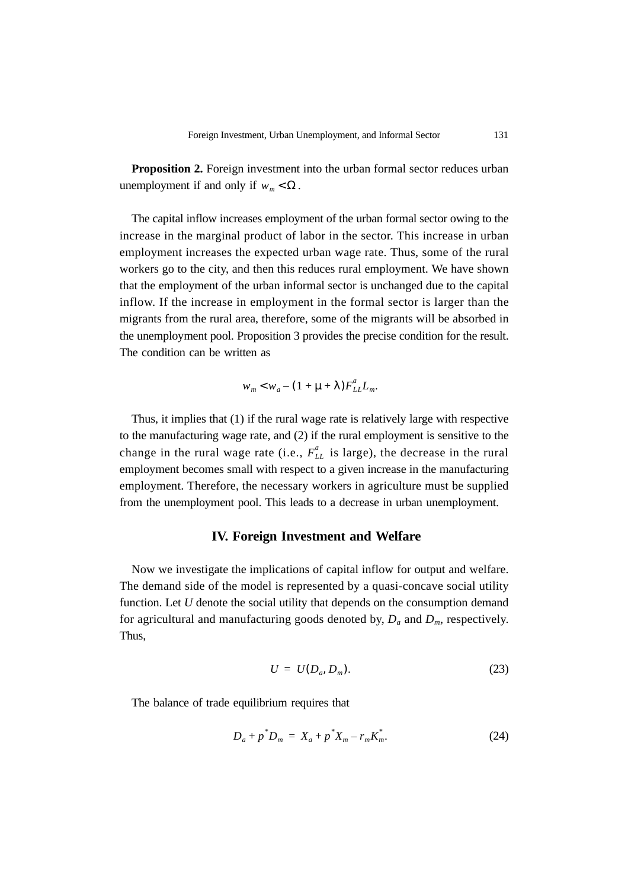**Proposition 2.** Foreign investment into the urban formal sector reduces urban unemployment if and only if $w_m < \Omega$.

The capital inflow increases employment of the urban formal sector owing to the increase in the marginal product of labor in the sector. This increase in urban employment increases the expected urban wage rate. Thus, some of the rural workers go to the city, and then this reduces rural employment. We have shown that the employment of the urban informal sector is unchanged due to the capital inflow. If the increase in employment in the formal sector is larger than the migrants from the rural area, therefore, some of the migrants will be absorbed in the unemployment pool. Proposition 3 provides the precise condition for the result. The condition can be written as

$$w_m < w_a - (1 + \mu + \lambda)F^a_{LL}L_m.$$

Thus, it implies that (1) if the rural wage rate is relatively large with respective to the manufacturing wage rate, and (2) if the rural employment is sensitive to the change in the rural wage rate (i.e., $F^a_{LL}$ is large), the decrease in the rural employment becomes small with respect to a given increase in the manufacturing employment. Therefore, the necessary workers in agriculture must be supplied from the unemployment pool. This leads to a decrease in urban unemployment.

## IV. Foreign Investment and Welfare

Now we investigate the implications of capital inflow for output and welfare. The demand side of the model is represented by a quasi-concave social utility function. Let $U$ denote the social utility that depends on the consumption demand for agricultural and manufacturing goods denoted by, $D_a$ and $D_m$, respectively. Thus,

$$U = U(D_a, D_m). \tag{23}$$

The balance of trade equilibrium requires that

$$D_a + p^*D_m = X_a + p^*X_m - r_mK^*_m. \tag{24}$$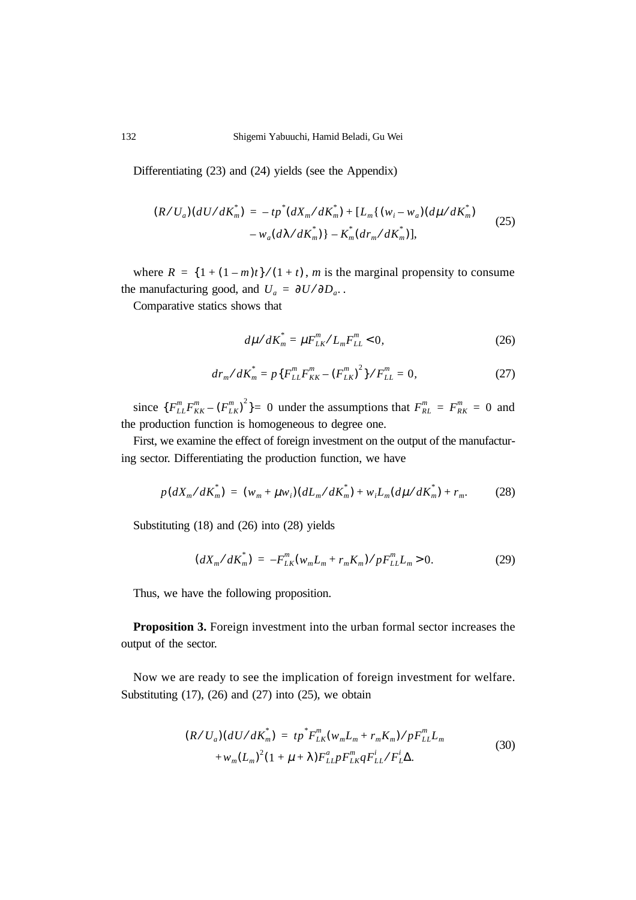Differentiating (23) and (24) yields (see the Appendix)

$$(R/U_a)(dU/dK_m^*) = -tp^*(dX_m/dK_m^*) + [L_m\{(w_i - w_a)(d\mu/dK_m^*) - w_a(d\lambda/dK_m^*)\} - K_m^*(dr_m/dK_m^*)], \tag{25}$$

where $R = \{1 + (1-m)t\}/(1+t)$, $m$ is the marginal propensity to consume the manufacturing good, and $U_a = \partial U/\partial D_a$. .

Comparative statics shows that

$$d\mu/dK_m^* = \mu F_{LK}^m / L_m F_{LL}^m < 0, \tag{26}$$

$$dr_m/dK_m^* = p\{F_{LL}^m F_{KK}^m - (F_{LK}^m)^2\}/F_{LL}^m = 0, \tag{27}$$

since $\{F_{LL}^m F_{KK}^m - (F_{LK}^m)^2\} = 0$ under the assumptions that $F_{RL}^m = F_{RK}^m = 0$ and the production function is homogeneous to degree one.

First, we examine the effect of foreign investment on the output of the manufacturing sector. Differentiating the production function, we have

$$p(dX_m/dK_m^*) = (w_m + \mu w_i)(dL_m/dK_m^*) + w_i L_m(d\mu/dK_m^*) + r_m. \tag{28}$$

Substituting (18) and (26) into (28) yields

$$(dX_m/dK_m^*) = -F_{LK}^m(w_m L_m + r_m K_m)/pF_{LL}^m L_m > 0. \tag{29}$$

Thus, we have the following proposition.

**Proposition 3.** Foreign investment into the urban formal sector increases the output of the sector.

Now we are ready to see the implication of foreign investment for welfare. Substituting (17), (26) and (27) into (25), we obtain

$$(R/U_a)(dU/dK_m^*) = tp^* F_{LK}^m(w_m L_m + r_m K_m)/pF_{LL}^m L_m + w_m(L_m)^2(1 + \mu + \lambda)F_{LL}^a pF_{LK}^m qF_{LL}^i / F_L^i \Delta. \tag{30}$$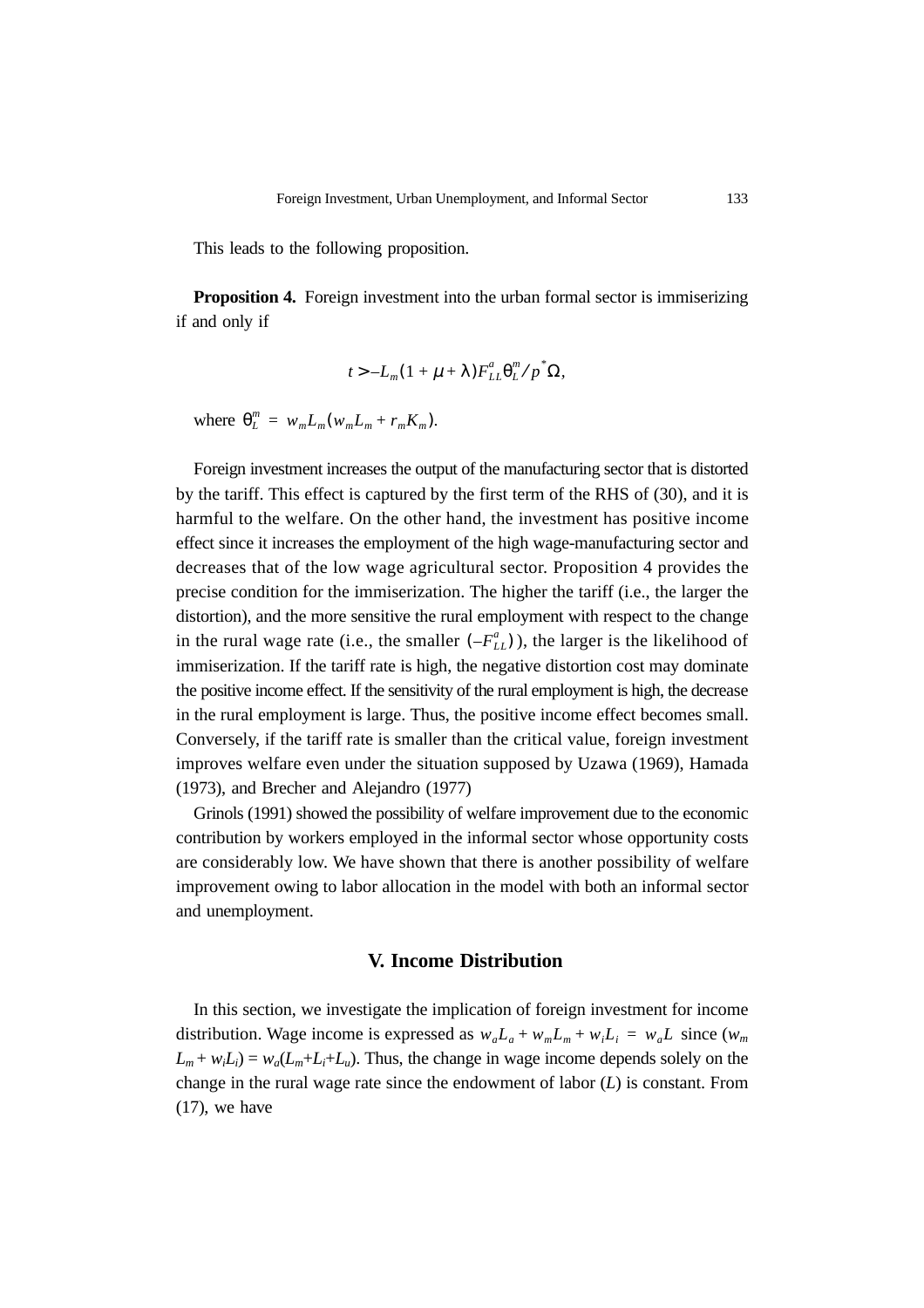This leads to the following proposition.

**Proposition 4.** Foreign investment into the urban formal sector is immiserizing if and only if

$$t > -L_m(1+\mu+\lambda)F^a_{LL}\theta^m_L / p^*\Omega,$$

where $\theta^m_L = w_m L_m (w_m L_m + r_m K_m)$.

Foreign investment increases the output of the manufacturing sector that is distorted by the tariff. This effect is captured by the first term of the RHS of (30), and it is harmful to the welfare. On the other hand, the investment has positive income effect since it increases the employment of the high wage-manufacturing sector and decreases that of the low wage agricultural sector. Proposition 4 provides the precise condition for the immiserization. The higher the tariff (i.e., the larger the distortion), and the more sensitive the rural employment with respect to the change in the rural wage rate (i.e., the smaller $(-F^a_{LL})$), the larger is the likelihood of immiserization. If the tariff rate is high, the negative distortion cost may dominate the positive income effect. If the sensitivity of the rural employment is high, the decrease in the rural employment is large. Thus, the positive income effect becomes small. Conversely, if the tariff rate is smaller than the critical value, foreign investment improves welfare even under the situation supposed by Uzawa (1969), Hamada (1973), and Brecher and Alejandro (1977)

Grinols (1991) showed the possibility of welfare improvement due to the economic contribution by workers employed in the informal sector whose opportunity costs are considerably low. We have shown that there is another possibility of welfare improvement owing to labor allocation in the model with both an informal sector and unemployment.

## V. Income Distribution

In this section, we investigate the implication of foreign investment for income distribution. Wage income is expressed as $w_a L_a + w_m L_m + w_i L_i = w_a L$ since $(w_m L_m + w_i L_i) = w_a(L_m + L_i + L_u)$. Thus, the change in wage income depends solely on the change in the rural wage rate since the endowment of labor ($L$) is constant. From (17), we have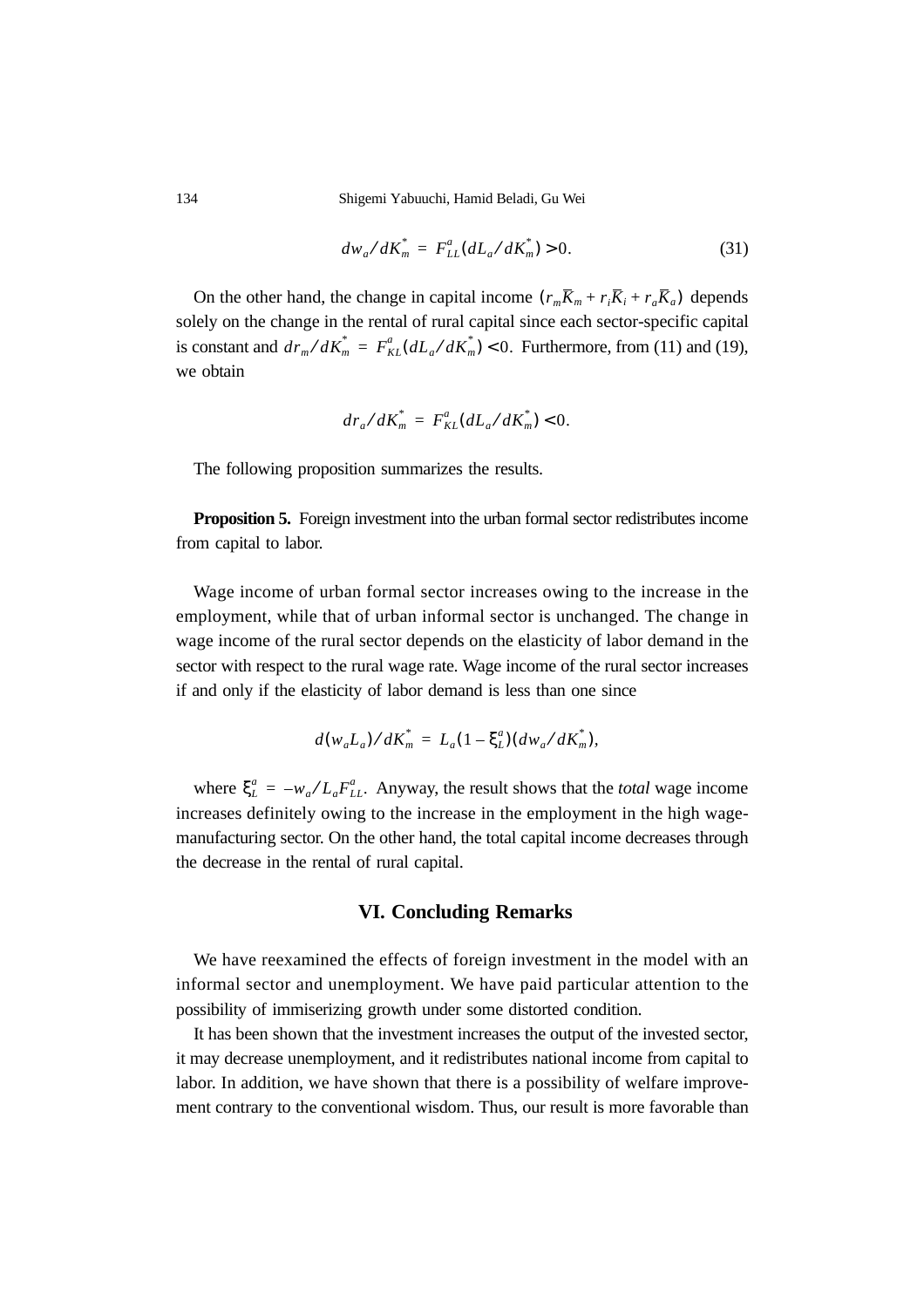$$dw_a / dK_m^* = F_{LL}^a (dL_a / dK_m^*) > 0. \tag{31}$$

On the other hand, the change in capital income $(r_m \overline{K}_m + r_i \overline{K}_i + r_a \overline{K}_a)$ depends solely on the change in the rental of rural capital since each sector-specific capital is constant and $dr_m / dK_m^* = F_{KL}^a (dL_a / dK_m^*) < 0$. Furthermore, from (11) and (19), we obtain

$$dr_a / dK_m^* = F_{KL}^a (dL_a / dK_m^*) < 0.$$

The following proposition summarizes the results.

**Proposition 5.** Foreign investment into the urban formal sector redistributes income from capital to labor.

Wage income of urban formal sector increases owing to the increase in the employment, while that of urban informal sector is unchanged. The change in wage income of the rural sector depends on the elasticity of labor demand in the sector with respect to the rural wage rate. Wage income of the rural sector increases if and only if the elasticity of labor demand is less than one since

$$d(w_a L_a) / dK_m^* = L_a (1 - \xi_L^a)(dw_a / dK_m^*),$$

where $\xi_L^a = -w_a / L_a F_{LL}^a$. Anyway, the result shows that the *total* wage income increases definitely owing to the increase in the employment in the high wage-manufacturing sector. On the other hand, the total capital income decreases through the decrease in the rental of rural capital.

## VI. Concluding Remarks

We have reexamined the effects of foreign investment in the model with an informal sector and unemployment. We have paid particular attention to the possibility of immiserizing growth under some distorted condition.

It has been shown that the investment increases the output of the invested sector, it may decrease unemployment, and it redistributes national income from capital to labor. In addition, we have shown that there is a possibility of welfare improvement contrary to the conventional wisdom. Thus, our result is more favorable than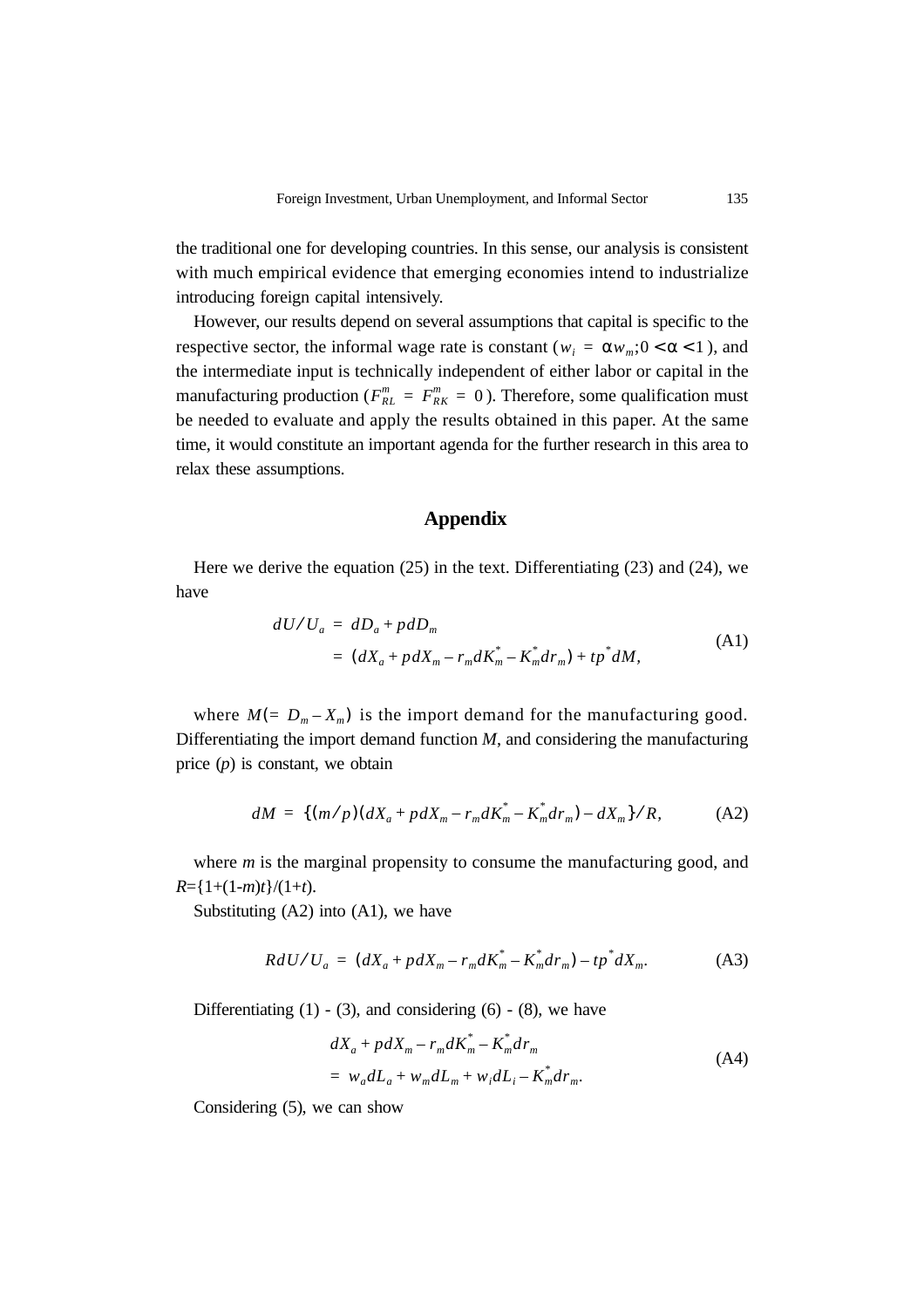the traditional one for developing countries. In this sense, our analysis is consistent with much empirical evidence that emerging economies intend to industrialize introducing foreign capital intensively.

However, our results depend on several assumptions that capital is specific to the respective sector, the informal wage rate is constant ($w_i = \alpha w_m; 0 < \alpha < 1$), and the intermediate input is technically independent of either labor or capital in the manufacturing production ($F^m_{RL} = F^m_{RK} = 0$). Therefore, some qualification must be needed to evaluate and apply the results obtained in this paper. At the same time, it would constitute an important agenda for the further research in this area to relax these assumptions.

## Appendix

Here we derive the equation (25) in the text. Differentiating (23) and (24), we have

$$\begin{aligned} dU/U_a &= dD_a + pdD_m \\ &= (dX_a + pdX_m - r_m dK_m^* - K_m^* dr_m) + tp^* dM, \end{aligned} \tag{A1}$$

where $M(= D_m - X_m)$ is the import demand for the manufacturing good. Differentiating the import demand function $M$, and considering the manufacturing price ($p$) is constant, we obtain

$$dM = \{(m/p)(dX_a + pdX_m - r_m dK_m^* - K_m^* dr_m) - dX_m\}/R, \tag{A2}$$

where $m$ is the marginal propensity to consume the manufacturing good, and $R=\{1+(1-m)t\}/(1+t)$.

Substituting (A2) into (A1), we have

$$RdU/U_a = (dX_a + pdX_m - r_m dK_m^* - K_m^* dr_m) - tp^* dX_m. \tag{A3}$$

Differentiating (1) - (3), and considering (6) - (8), we have

$$\begin{aligned} &dX_a + pdX_m - r_m dK_m^* - K_m^* dr_m \\ &= w_a dL_a + w_m dL_m + w_i dL_i - K_m^* dr_m. \end{aligned} \tag{A4}$$

Considering (5), we can show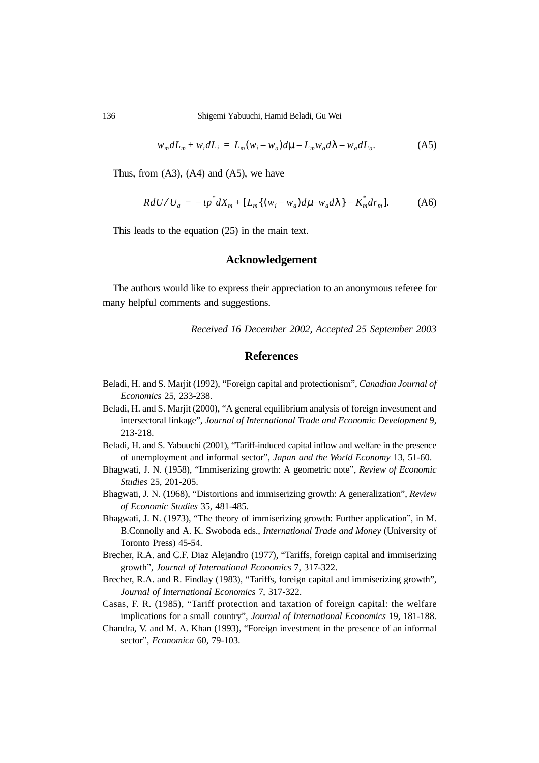$$w_m dL_m + w_i dL_i = L_m (w_i - w_a) d\mu - L_m w_a d\lambda - w_a dL_a. \tag{A5}$$

Thus, from (A3), (A4) and (A5), we have

$$R dU / U_a = -tp^* dX_m + [L_m \{(w_i - w_a) d\mu - w_a d\lambda\} - K_m^* dr_m]. \tag{A6}$$

This leads to the equation (25) in the main text.

## Acknowledgement

The authors would like to express their appreciation to an anonymous referee for many helpful comments and suggestions.

*Received 16 December 2002, Accepted 25 September 2003*

## References

Beladi, H. and S. Marjit (1992), "Foreign capital and protectionism", *Canadian Journal of Economics* 25, 233-238.

Beladi, H. and S. Marjit (2000), "A general equilibrium analysis of foreign investment and intersectoral linkage", *Journal of International Trade and Economic Development* 9, 213-218.

Beladi, H. and S. Yabuuchi (2001), "Tariff-induced capital inflow and welfare in the presence of unemployment and informal sector", *Japan and the World Economy* 13, 51-60.

Bhagwati, J. N. (1958), "Immiserizing growth: A geometric note", *Review of Economic Studies* 25, 201-205.

Bhagwati, J. N. (1968), "Distortions and immiserizing growth: A generalization", *Review of Economic Studies* 35, 481-485.

Bhagwati, J. N. (1973), "The theory of immiserizing growth: Further application", in M. B.Connolly and A. K. Swoboda eds., *International Trade and Money* (University of Toronto Press) 45-54.

Brecher, R.A. and C.F. Diaz Alejandro (1977), "Tariffs, foreign capital and immiserizing growth", *Journal of International Economics* 7, 317-322.

Brecher, R.A. and R. Findlay (1983), "Tariffs, foreign capital and immiserizing growth", *Journal of International Economics* 7, 317-322.

Casas, F. R. (1985), "Tariff protection and taxation of foreign capital: the welfare implications for a small country", *Journal of International Economics* 19, 181-188.

Chandra, V. and M. A. Khan (1993), "Foreign investment in the presence of an informal sector", *Economica* 60, 79-103.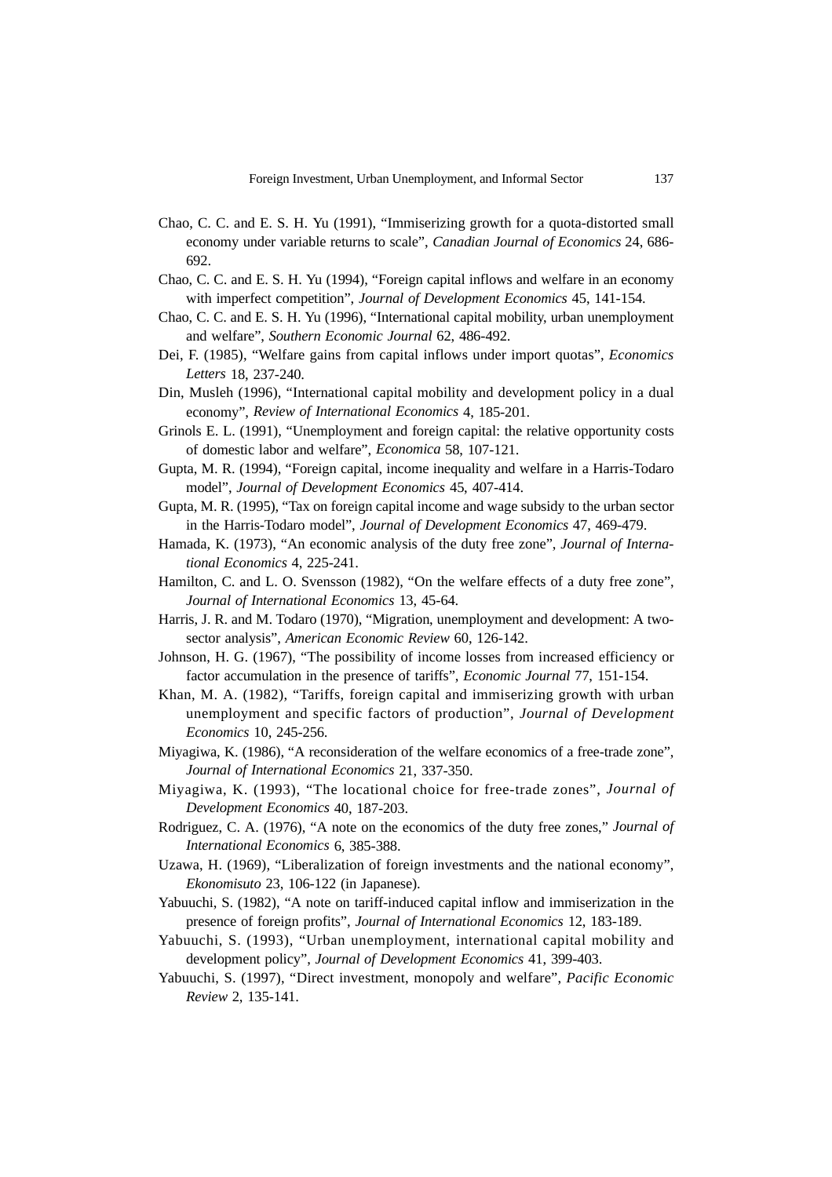Chao, C. C. and E. S. H. Yu (1991), "Immiserizing growth for a quota-distorted small economy under variable returns to scale", *Canadian Journal of Economics* 24, 686-692.

Chao, C. C. and E. S. H. Yu (1994), "Foreign capital inflows and welfare in an economy with imperfect competition", *Journal of Development Economics* 45, 141-154.

Chao, C. C. and E. S. H. Yu (1996), "International capital mobility, urban unemployment and welfare", *Southern Economic Journal* 62, 486-492.

Dei, F. (1985), "Welfare gains from capital inflows under import quotas", *Economics Letters* 18, 237-240.

Din, Musleh (1996), "International capital mobility and development policy in a dual economy", *Review of International Economics* 4, 185-201.

Grinols E. L. (1991), "Unemployment and foreign capital: the relative opportunity costs of domestic labor and welfare", *Economica* 58, 107-121.

Gupta, M. R. (1994), "Foreign capital, income inequality and welfare in a Harris-Todaro model", *Journal of Development Economics* 45, 407-414.

Gupta, M. R. (1995), "Tax on foreign capital income and wage subsidy to the urban sector in the Harris-Todaro model", *Journal of Development Economics* 47, 469-479.

Hamada, K. (1973), "An economic analysis of the duty free zone", *Journal of International Economics* 4, 225-241.

Hamilton, C. and L. O. Svensson (1982), "On the welfare effects of a duty free zone", *Journal of International Economics* 13, 45-64.

Harris, J. R. and M. Todaro (1970), "Migration, unemployment and development: A two-sector analysis", *American Economic Review* 60, 126-142.

Johnson, H. G. (1967), "The possibility of income losses from increased efficiency or factor accumulation in the presence of tariffs", *Economic Journal* 77, 151-154.

Khan, M. A. (1982), "Tariffs, foreign capital and immiserizing growth with urban unemployment and specific factors of production", *Journal of Development Economics* 10, 245-256.

Miyagiwa, K. (1986), "A reconsideration of the welfare economics of a free-trade zone", *Journal of International Economics* 21, 337-350.

Miyagiwa, K. (1993), "The locational choice for free-trade zones", *Journal of Development Economics* 40, 187-203.

Rodriguez, C. A. (1976), "A note on the economics of the duty free zones," *Journal of International Economics* 6, 385-388.

Uzawa, H. (1969), "Liberalization of foreign investments and the national economy", *Ekonomisuto* 23, 106-122 (in Japanese).

Yabuuchi, S. (1982), "A note on tariff-induced capital inflow and immiserization in the presence of foreign profits", *Journal of International Economics* 12, 183-189.

Yabuuchi, S. (1993), "Urban unemployment, international capital mobility and development policy", *Journal of Development Economics* 41, 399-403.

Yabuuchi, S. (1997), "Direct investment, monopoly and welfare", *Pacific Economic Review* 2, 135-141.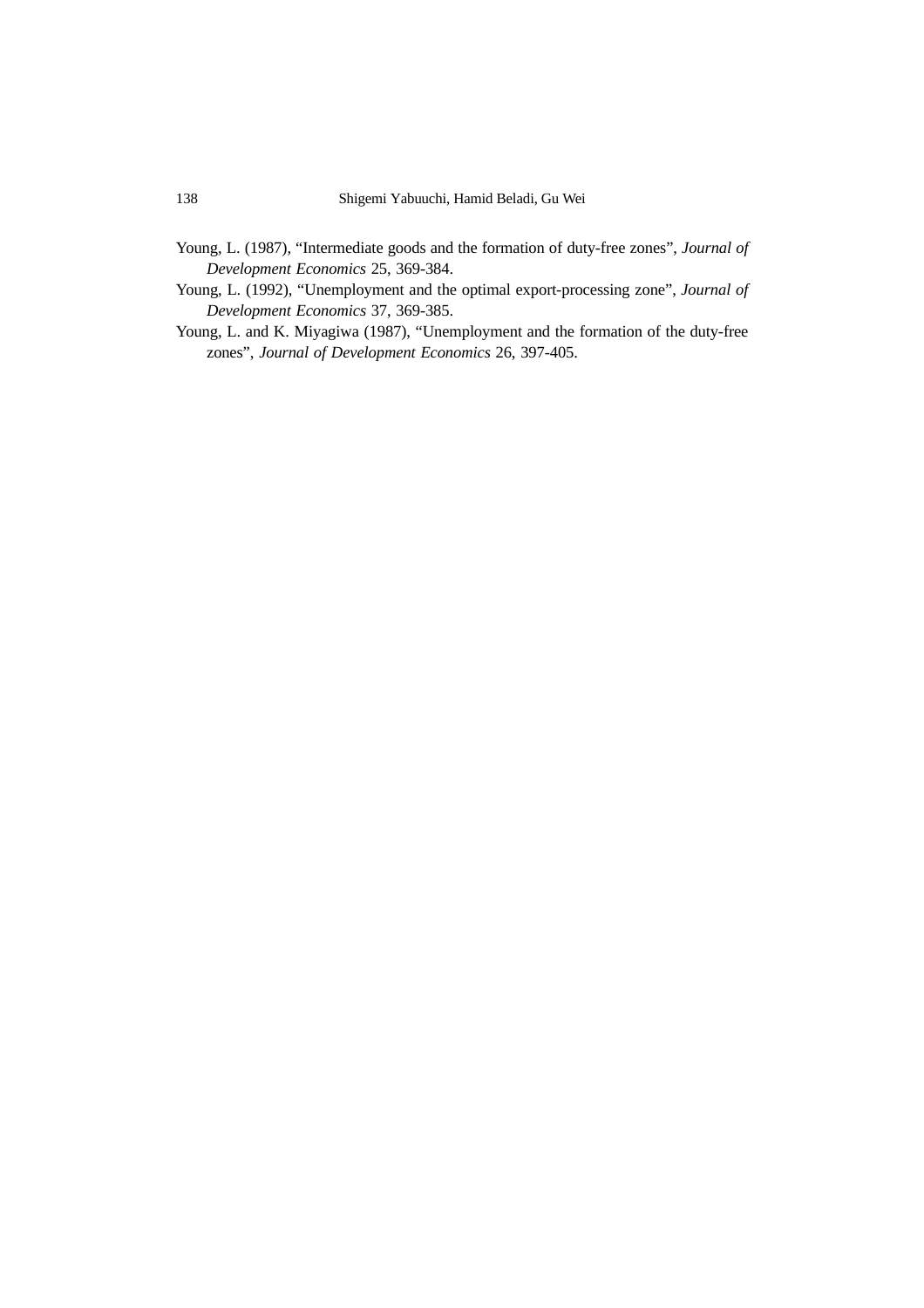Young, L. (1987), "Intermediate goods and the formation of duty-free zones", *Journal of Development Economics* 25, 369-384.

Young, L. (1992), "Unemployment and the optimal export-processing zone", *Journal of Development Economics* 37, 369-385.

Young, L. and K. Miyagiwa (1987), "Unemployment and the formation of the duty-free zones", *Journal of Development Economics* 26, 397-405.